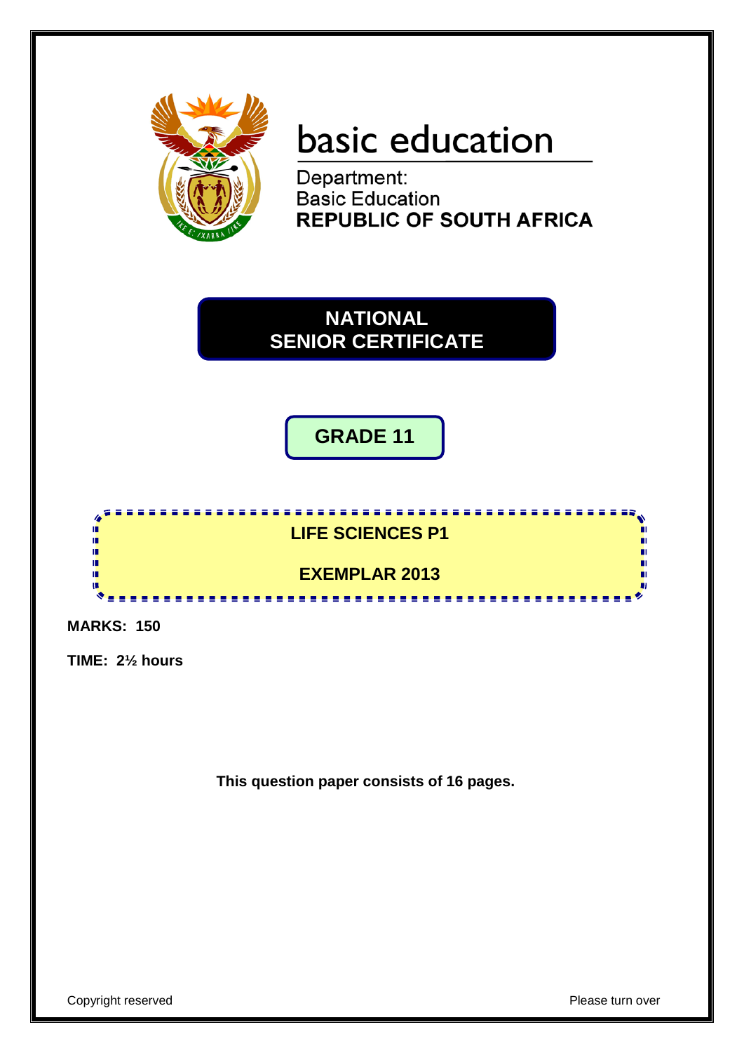basic education

Department:
Basic Education
**REPUBLIC OF SOUTH AFRICA**

# NATIONAL SENIOR CERTIFICATE

## GRADE 11

## LIFE SCIENCES P1

## EXEMPLAR 2013

**MARKS: 150**

**TIME: 2½ hours**

**This question paper consists of 16 pages.**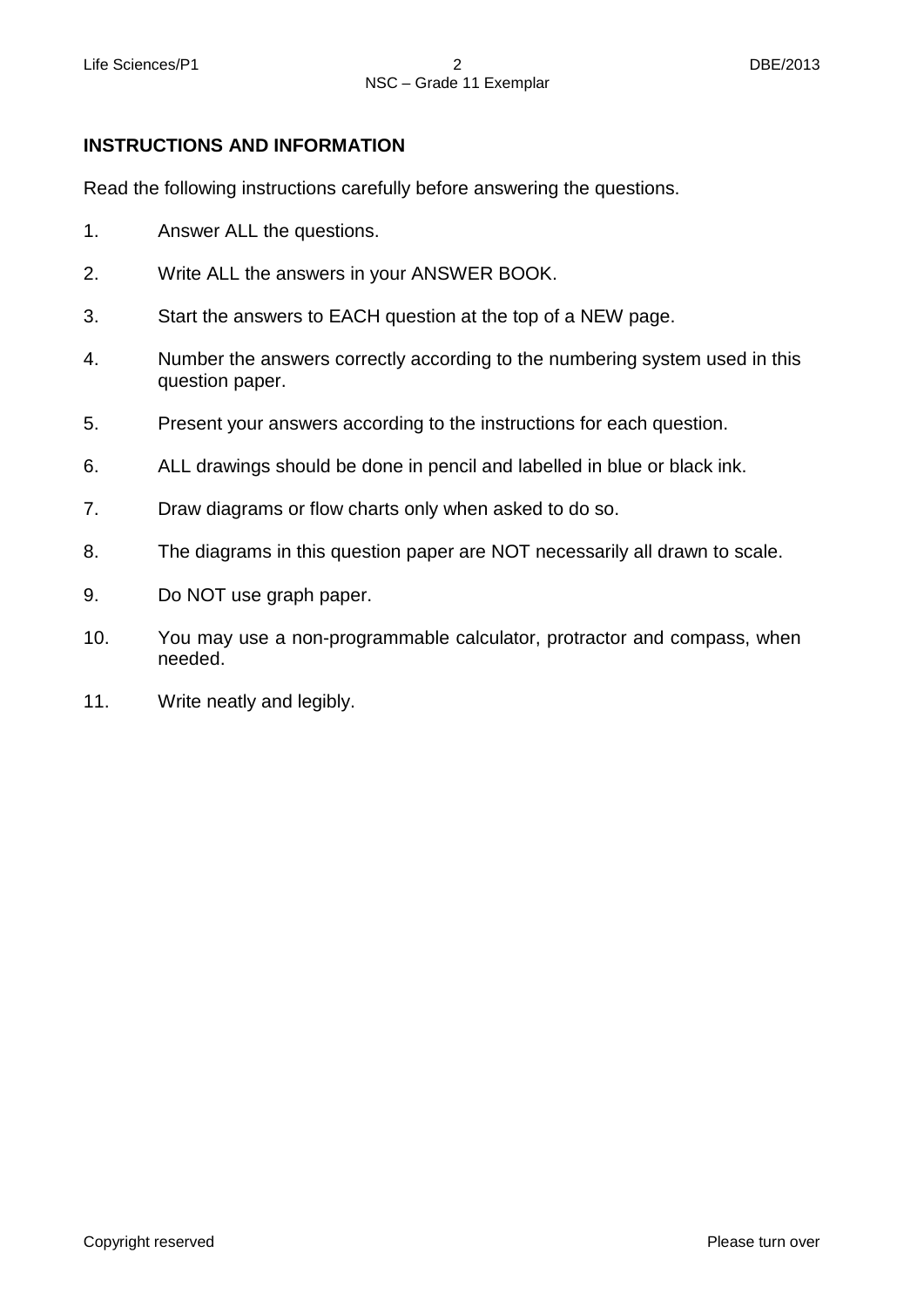## INSTRUCTIONS AND INFORMATION

Read the following instructions carefully before answering the questions.

1. Answer ALL the questions.
2. Write ALL the answers in your ANSWER BOOK.
3. Start the answers to EACH question at the top of a NEW page.
4. Number the answers correctly according to the numbering system used in this question paper.
5. Present your answers according to the instructions for each question.
6. ALL drawings should be done in pencil and labelled in blue or black ink.
7. Draw diagrams or flow charts only when asked to do so.
8. The diagrams in this question paper are NOT necessarily all drawn to scale.
9. Do NOT use graph paper.
10. You may use a non-programmable calculator, protractor and compass, when needed.
11. Write neatly and legibly.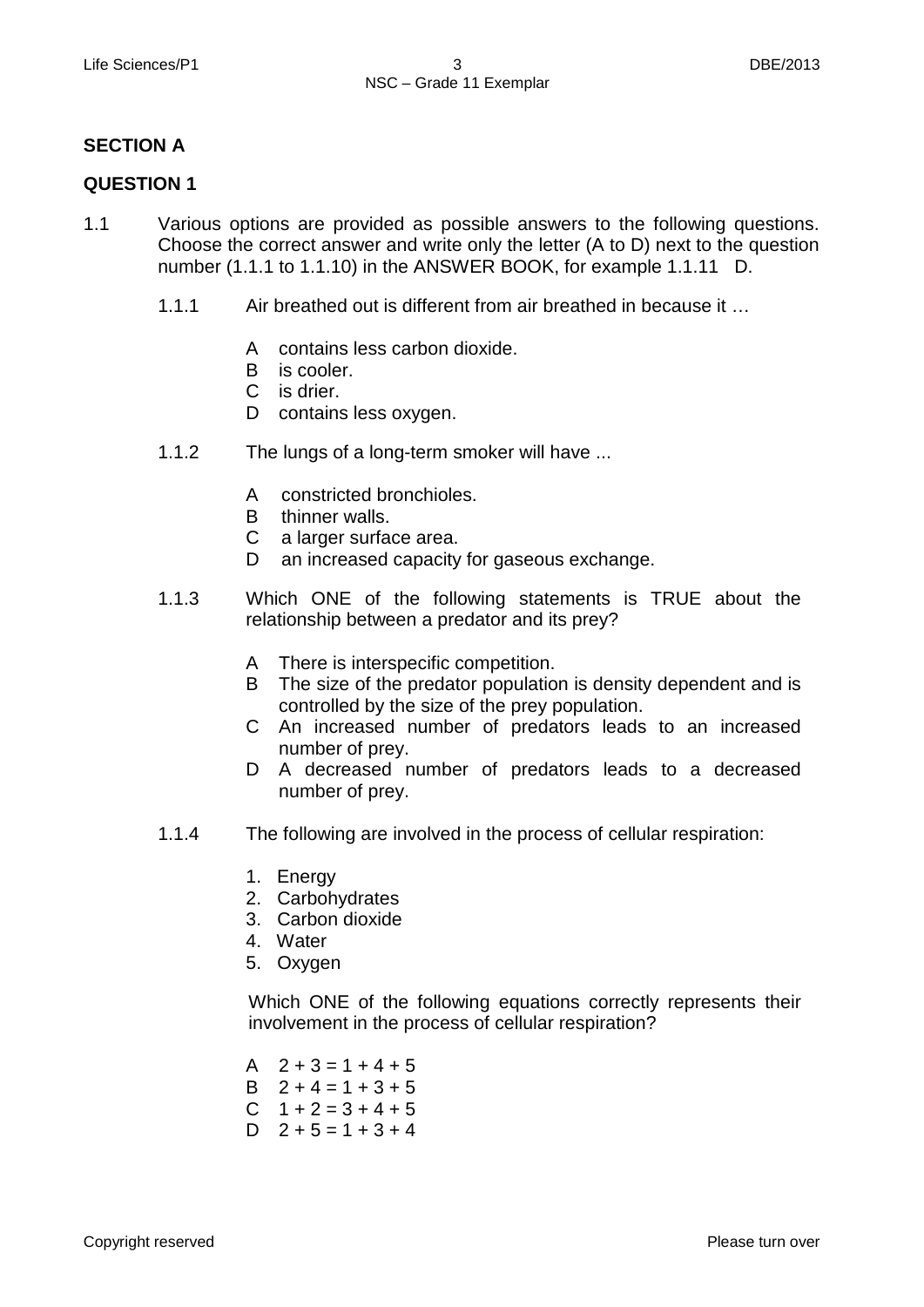## SECTION A

### QUESTION 1

1.1 Various options are provided as possible answers to the following questions. Choose the correct answer and write only the letter (A to D) next to the question number (1.1.1 to 1.1.10) in the ANSWER BOOK, for example 1.1.11 D.

1.1.1 Air breathed out is different from air breathed in because it …

- A contains less carbon dioxide.
- B is cooler.
- C is drier.
- D contains less oxygen.

1.1.2 The lungs of a long-term smoker will have ...

- A constricted bronchioles.
- B thinner walls.
- C a larger surface area.
- D an increased capacity for gaseous exchange.

1.1.3 Which ONE of the following statements is TRUE about the relationship between a predator and its prey?

- A There is interspecific competition.
- B The size of the predator population is density dependent and is controlled by the size of the prey population.
- C An increased number of predators leads to an increased number of prey.
- D A decreased number of predators leads to a decreased number of prey.

1.1.4 The following are involved in the process of cellular respiration:

1. Energy
2. Carbohydrates
3. Carbon dioxide
4. Water
5. Oxygen

Which ONE of the following equations correctly represents their involvement in the process of cellular respiration?

- A 2 + 3 = 1 + 4 + 5
- B 2 + 4 = 1 + 3 + 5
- C 1 + 2 = 3 + 4 + 5
- D 2 + 5 = 1 + 3 + 4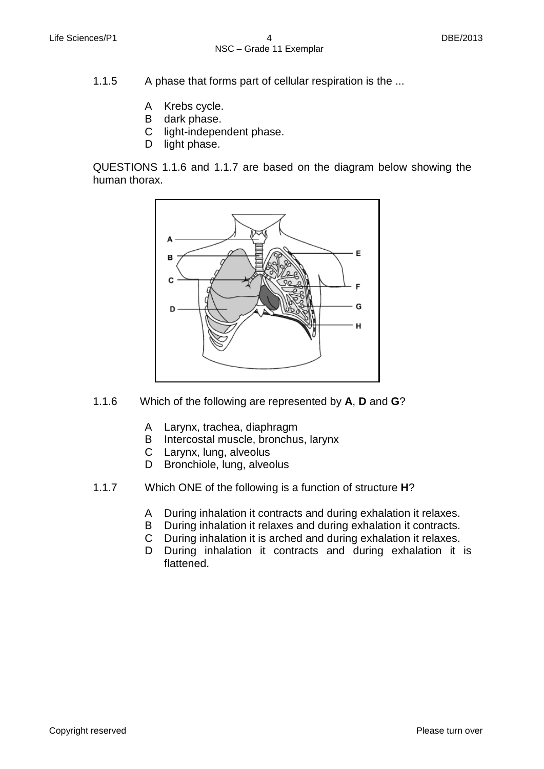1.1.5 A phase that forms part of cellular respiration is the ...

A Krebs cycle.
B dark phase.
C light-independent phase.
D light phase.

QUESTIONS 1.1.6 and 1.1.7 are based on the diagram below showing the human thorax.

1.1.6 Which of the following are represented by **A**, **D** and **G**?

A Larynx, trachea, diaphragm
B Intercostal muscle, bronchus, larynx
C Larynx, lung, alveolus
D Bronchiole, lung, alveolus

1.1.7 Which ONE of the following is a function of structure **H**?

A During inhalation it contracts and during exhalation it relaxes.
B During inhalation it relaxes and during exhalation it contracts.
C During inhalation it is arched and during exhalation it relaxes.
D During inhalation it contracts and during exhalation it is flattened.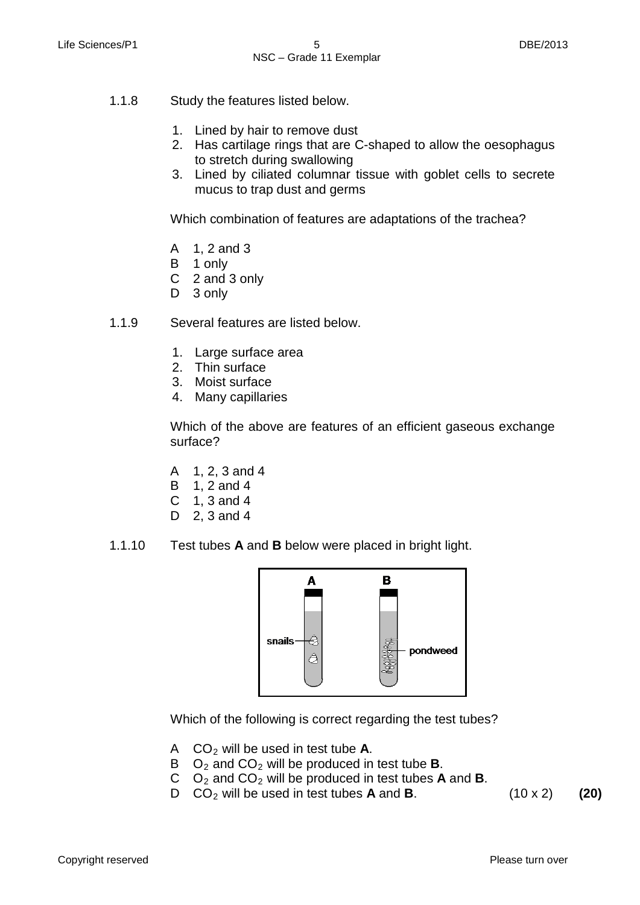1.1.8 Study the features listed below.

1. Lined by hair to remove dust
2. Has cartilage rings that are C-shaped to allow the oesophagus to stretch during swallowing
3. Lined by ciliated columnar tissue with goblet cells to secrete mucus to trap dust and germs

Which combination of features are adaptations of the trachea?

A 1, 2 and 3
B 1 only
C 2 and 3 only
D 3 only

1.1.9 Several features are listed below.

1. Large surface area
2. Thin surface
3. Moist surface
4. Many capillaries

Which of the above are features of an efficient gaseous exchange surface?

A 1, 2, 3 and 4
B 1, 2 and 4
C 1, 3 and 4
D 2, 3 and 4

1.1.10 Test tubes **A** and **B** below were placed in bright light.

Which of the following is correct regarding the test tubes?

A $CO_2$ will be used in test tube **A**.
B $O_2$ and $CO_2$ will be produced in test tube **B**.
C $O_2$ and $CO_2$ will be produced in test tubes **A** and **B**.
D $CO_2$ will be used in test tubes **A** and **B**. (10 x 2) **(20)**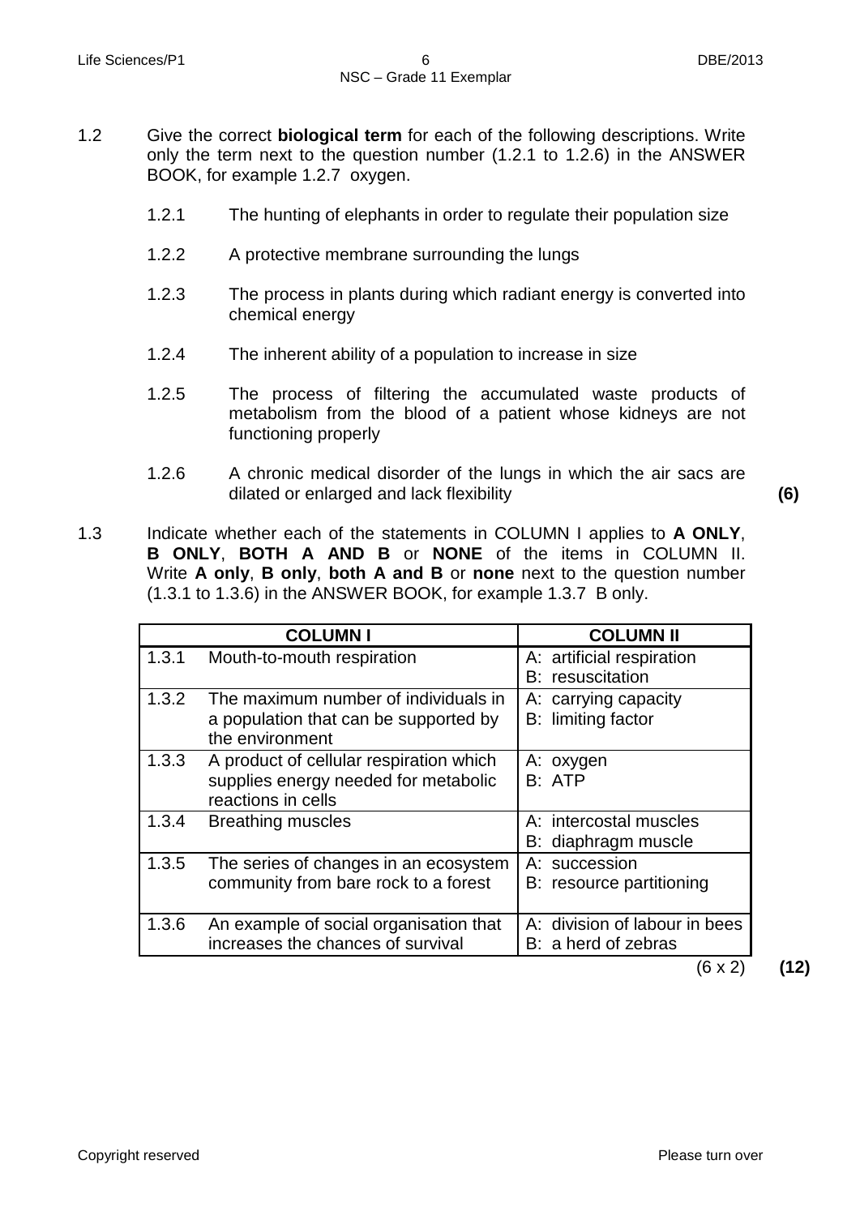1.2 Give the correct **biological term** for each of the following descriptions. Write only the term next to the question number (1.2.1 to 1.2.6) in the ANSWER BOOK, for example 1.2.7 oxygen.

1.2.1 The hunting of elephants in order to regulate their population size

1.2.2 A protective membrane surrounding the lungs

1.2.3 The process in plants during which radiant energy is converted into chemical energy

1.2.4 The inherent ability of a population to increase in size

1.2.5 The process of filtering the accumulated waste products of metabolism from the blood of a patient whose kidneys are not functioning properly

1.2.6 A chronic medical disorder of the lungs in which the air sacs are dilated or enlarged and lack flexibility **(6)**

1.3 Indicate whether each of the statements in COLUMN I applies to **A ONLY**, **B ONLY**, **BOTH A AND B** or **NONE** of the items in COLUMN II. Write **A only**, **B only**, **both A and B** or **none** next to the question number (1.3.1 to 1.3.6) in the ANSWER BOOK, for example 1.3.7 B only.

| | COLUMN I | COLUMN II |
|---|---|---|
| 1.3.1 | Mouth-to-mouth respiration | A: artificial respiration<br>B: resuscitation |
| 1.3.2 | The maximum number of individuals in a population that can be supported by the environment | A: carrying capacity<br>B: limiting factor |
| 1.3.3 | A product of cellular respiration which supplies energy needed for metabolic reactions in cells | A: oxygen<br>B: ATP |
| 1.3.4 | Breathing muscles | A: intercostal muscles<br>B: diaphragm muscle |
| 1.3.5 | The series of changes in an ecosystem community from bare rock to a forest | A: succession<br>B: resource partitioning |
| 1.3.6 | An example of social organisation that increases the chances of survival | A: division of labour in bees<br>B: a herd of zebras |

(6 x 2) **(12)**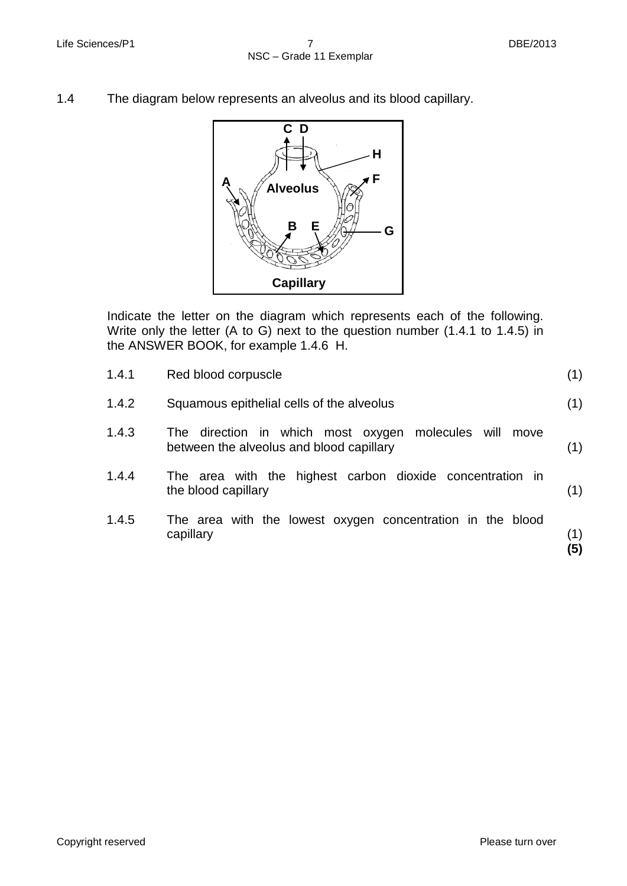1.4 The diagram below represents an alveolus and its blood capillary.

Indicate the letter on the diagram which represents each of the following. Write only the letter (A to G) next to the question number (1.4.1 to 1.4.5) in the ANSWER BOOK, for example 1.4.6 H.

| | | |
|---|---|---|
| 1.4.1 | Red blood corpuscle | (1) |
| 1.4.2 | Squamous epithelial cells of the alveolus | (1) |
| 1.4.3 | The direction in which most oxygen molecules will move between the alveolus and blood capillary | (1) |
| 1.4.4 | The area with the highest carbon dioxide concentration in the blood capillary | (1) |
| 1.4.5 | The area with the lowest oxygen concentration in the blood capillary | (1) |
| | | **(5)** |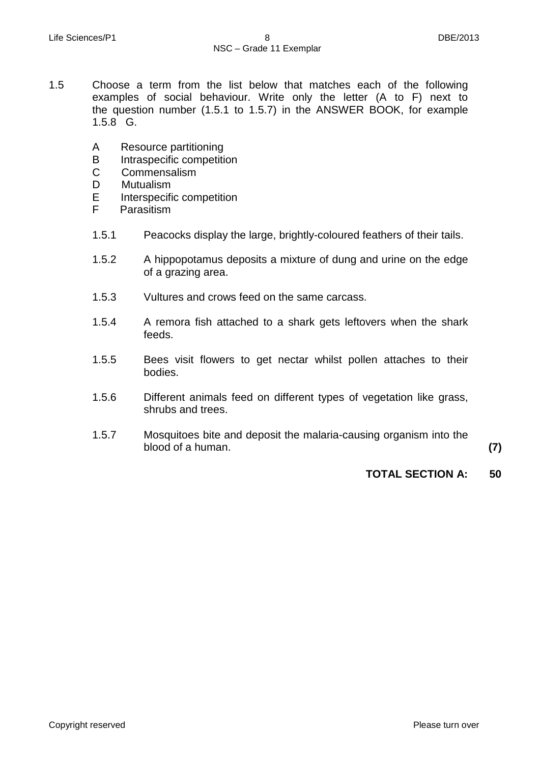1.5 Choose a term from the list below that matches each of the following examples of social behaviour. Write only the letter (A to F) next to the question number (1.5.1 to 1.5.7) in the ANSWER BOOK, for example 1.5.8 G.

A Resource partitioning
B Intraspecific competition
C Commensalism
D Mutualism
E Interspecific competition
F Parasitism

1.5.1 Peacocks display the large, brightly-coloured feathers of their tails.

1.5.2 A hippopotamus deposits a mixture of dung and urine on the edge of a grazing area.

1.5.3 Vultures and crows feed on the same carcass.

1.5.4 A remora fish attached to a shark gets leftovers when the shark feeds.

1.5.5 Bees visit flowers to get nectar whilst pollen attaches to their bodies.

1.5.6 Different animals feed on different types of vegetation like grass, shrubs and trees.

1.5.7 Mosquitoes bite and deposit the malaria-causing organism into the blood of a human. **(7)**

**TOTAL SECTION A: 50**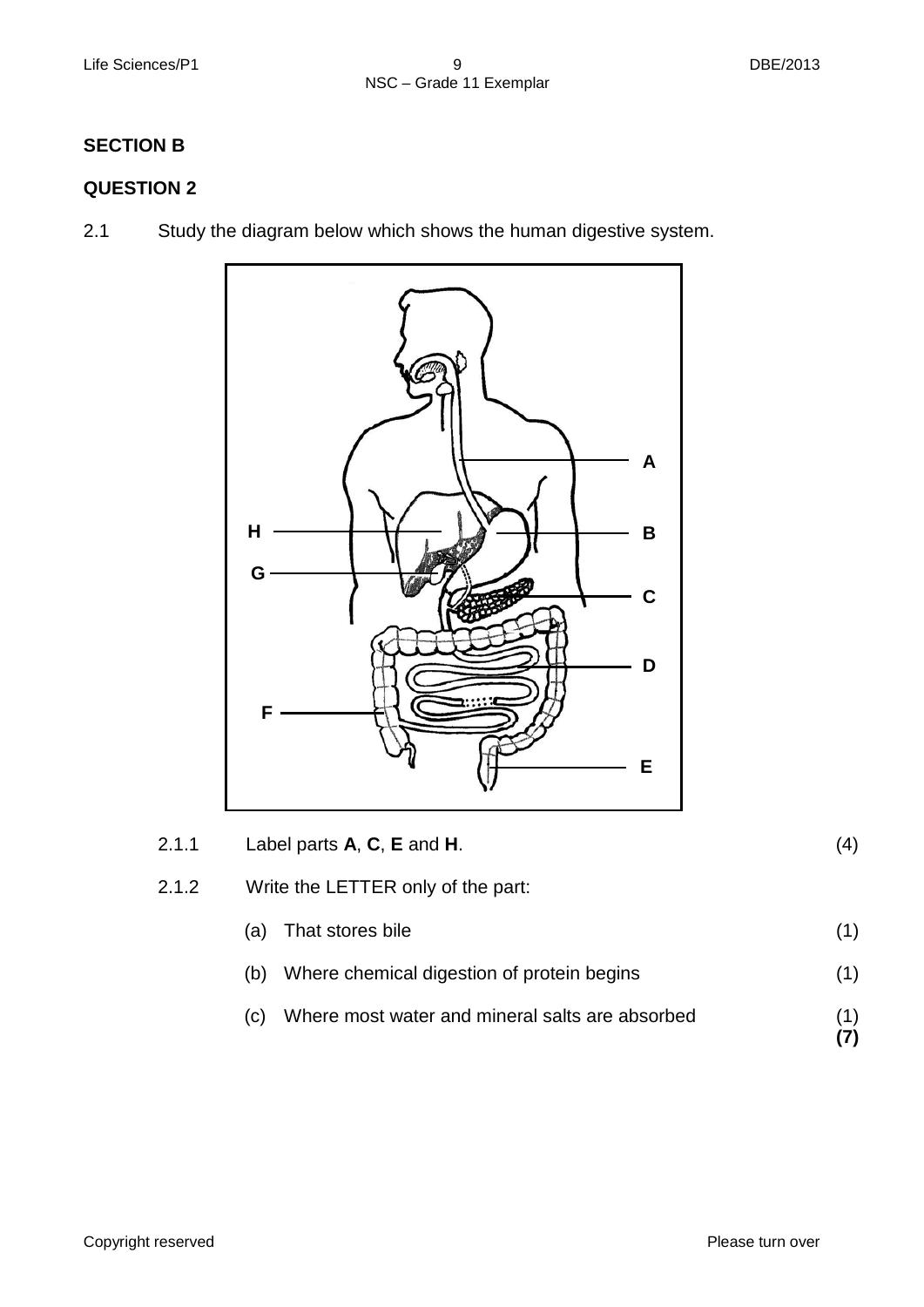**SECTION B**

**QUESTION 2**

2.1 Study the diagram below which shows the human digestive system.

2.1.1 Label parts **A**, **C**, **E** and **H**. (4)

2.1.2 Write the LETTER only of the part:

(a) That stores bile (1)

(b) Where chemical digestion of protein begins (1)

(c) Where most water and mineral salts are absorbed (1)

**(7)**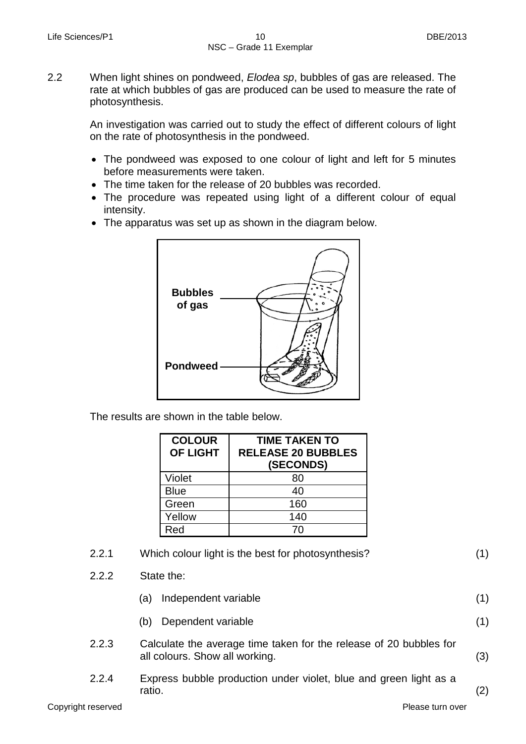2.2 When light shines on pondweed, *Elodea sp*, bubbles of gas are released. The rate at which bubbles of gas are produced can be used to measure the rate of photosynthesis.

An investigation was carried out to study the effect of different colours of light on the rate of photosynthesis in the pondweed.

- The pondweed was exposed to one colour of light and left for 5 minutes before measurements were taken.
- The time taken for the release of 20 bubbles was recorded.
- The procedure was repeated using light of a different colour of equal intensity.
- The apparatus was set up as shown in the diagram below.

The results are shown in the table below.

| COLOUR OF LIGHT | TIME TAKEN TO RELEASE 20 BUBBLES (SECONDS) |
|---|---|
| Violet | 80 |
| Blue | 40 |
| Green | 160 |
| Yellow | 140 |
| Red | 70 |

2.2.1 Which colour light is the best for photosynthesis? (1)

2.2.2 State the:

(a) Independent variable (1)

(b) Dependent variable (1)

2.2.3 Calculate the average time taken for the release of 20 bubbles for all colours. Show all working. (3)

2.2.4 Express bubble production under violet, blue and green light as a ratio. (2)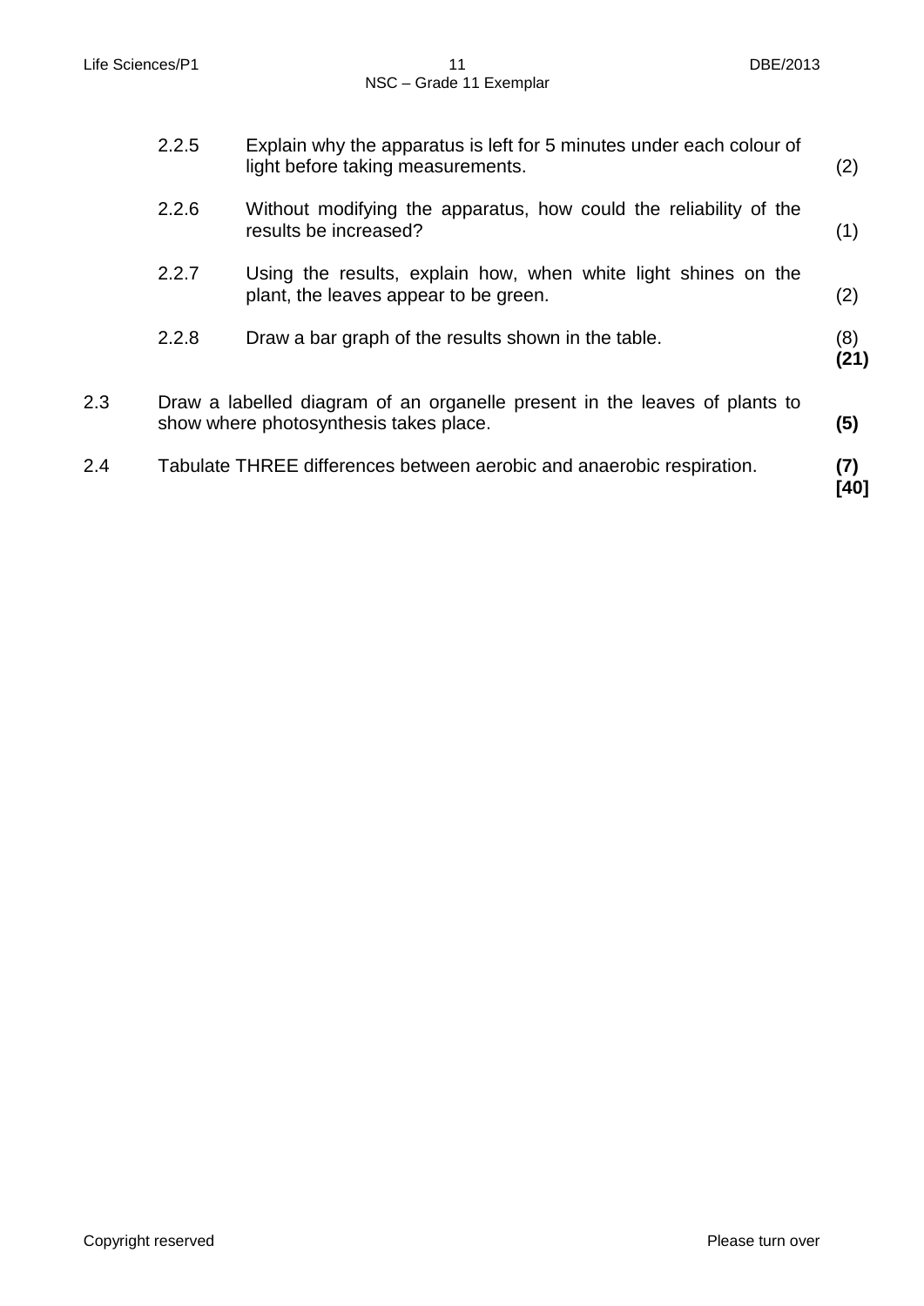2.2.5 Explain why the apparatus is left for 5 minutes under each colour of light before taking measurements. (2)

2.2.6 Without modifying the apparatus, how could the reliability of the results be increased? (1)

2.2.7 Using the results, explain how, when white light shines on the plant, the leaves appear to be green. (2)

2.2.8 Draw a bar graph of the results shown in the table. (8)
**(21)**

2.3 Draw a labelled diagram of an organelle present in the leaves of plants to show where photosynthesis takes place. **(5)**

2.4 Tabulate THREE differences between aerobic and anaerobic respiration. **(7)**
**[40]**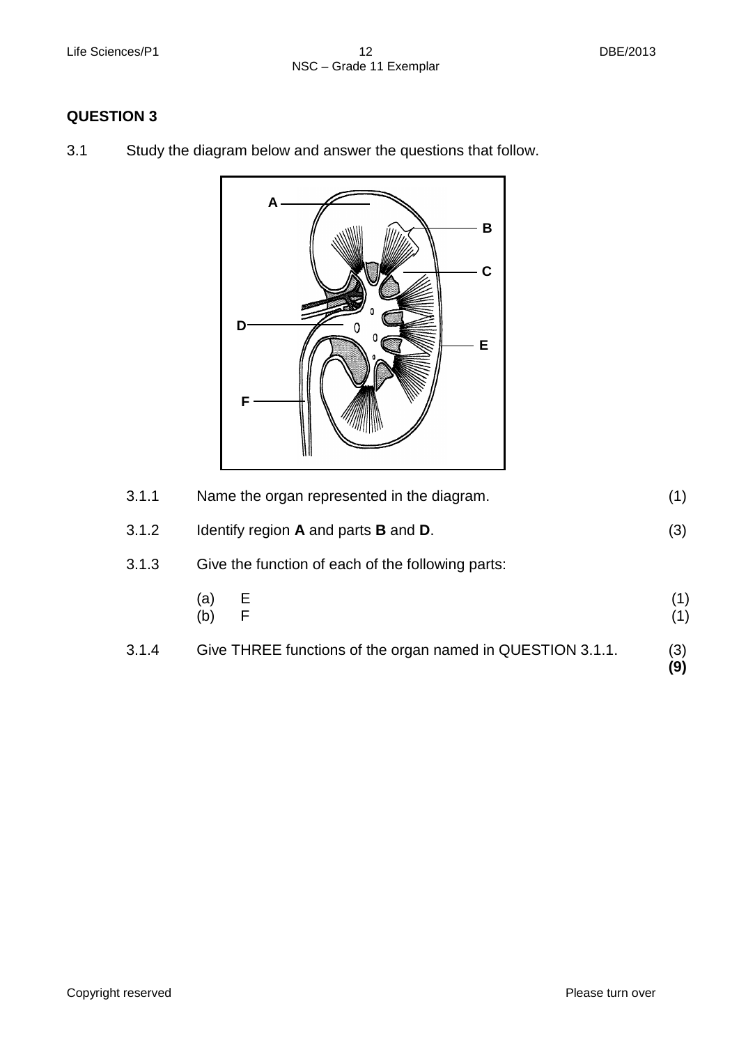**QUESTION 3**

3.1 Study the diagram below and answer the questions that follow.

3.1.1 Name the organ represented in the diagram. (1)

3.1.2 Identify region **A** and parts **B** and **D**. (3)

3.1.3 Give the function of each of the following parts:

(a) E (1)

(b) F (1)

3.1.4 Give THREE functions of the organ named in QUESTION 3.1.1. (3)

**(9)**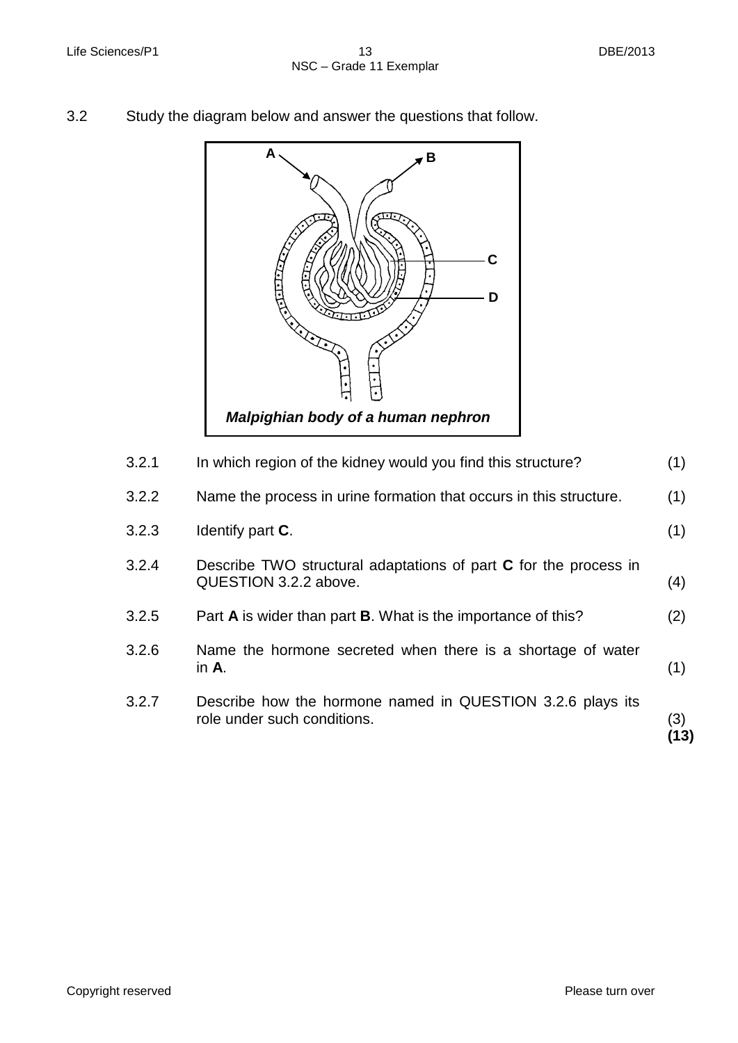3.2 Study the diagram below and answer the questions that follow.

*Malpighian body of a human nephron*

| | | |
|---|---|---|
| 3.2.1 | In which region of the kidney would you find this structure? | (1) |
| 3.2.2 | Name the process in urine formation that occurs in this structure. | (1) |
| 3.2.3 | Identify part **C**. | (1) |
| 3.2.4 | Describe TWO structural adaptations of part **C** for the process in QUESTION 3.2.2 above. | (4) |
| 3.2.5 | Part **A** is wider than part **B**. What is the importance of this? | (2) |
| 3.2.6 | Name the hormone secreted when there is a shortage of water in **A**. | (1) |
| 3.2.7 | Describe how the hormone named in QUESTION 3.2.6 plays its role under such conditions. | (3) **(13)** |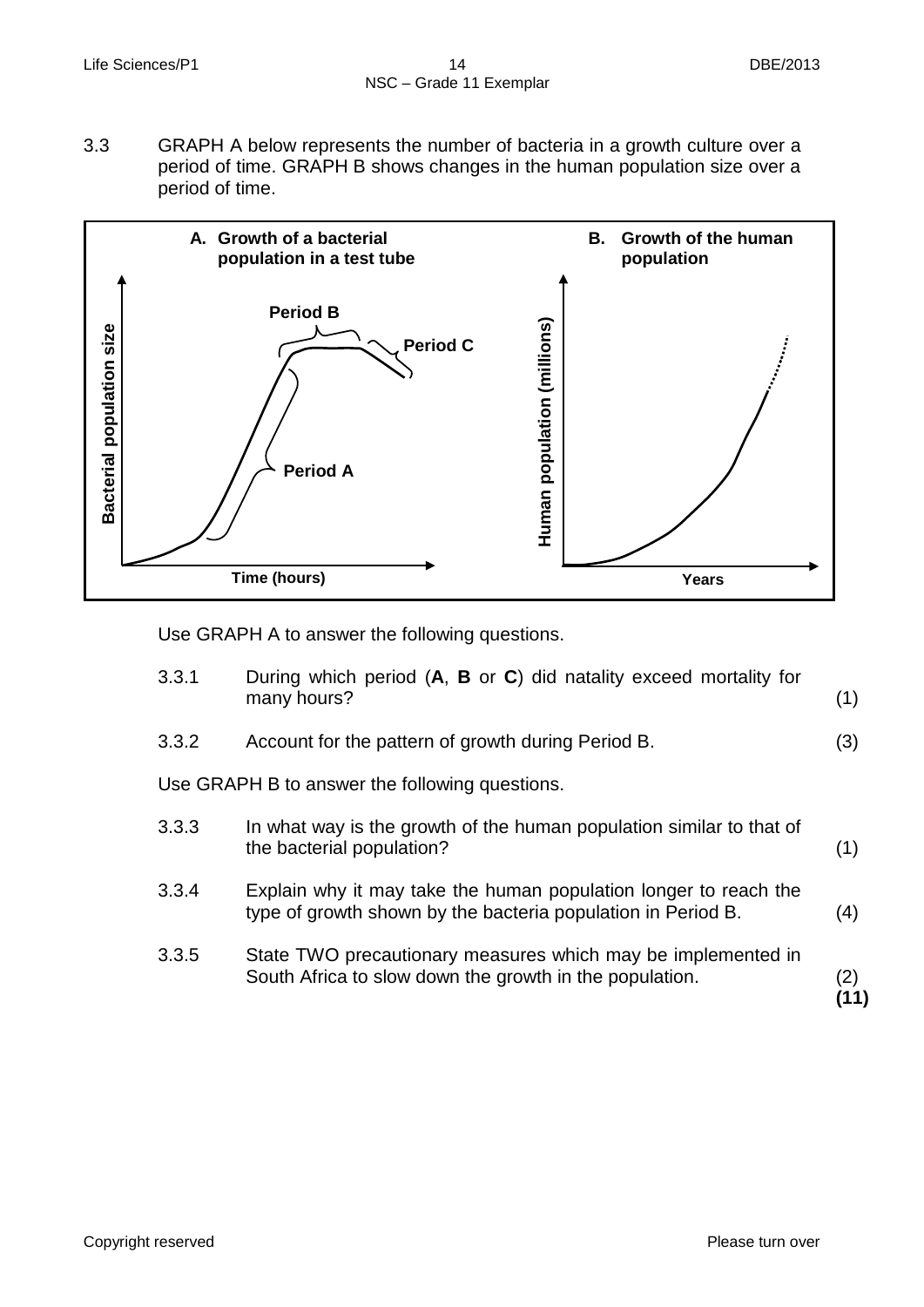3.3 GRAPH A below represents the number of bacteria in a growth culture over a period of time. GRAPH B shows changes in the human population size over a period of time.

Use GRAPH A to answer the following questions.

3.3.1 During which period (**A**, **B** or **C**) did natality exceed mortality for many hours? (1)

3.3.2 Account for the pattern of growth during Period B. (3)

Use GRAPH B to answer the following questions.

3.3.3 In what way is the growth of the human population similar to that of the bacterial population? (1)

3.3.4 Explain why it may take the human population longer to reach the type of growth shown by the bacteria population in Period B. (4)

3.3.5 State TWO precautionary measures which may be implemented in South Africa to slow down the growth in the population. (2)

**(11)**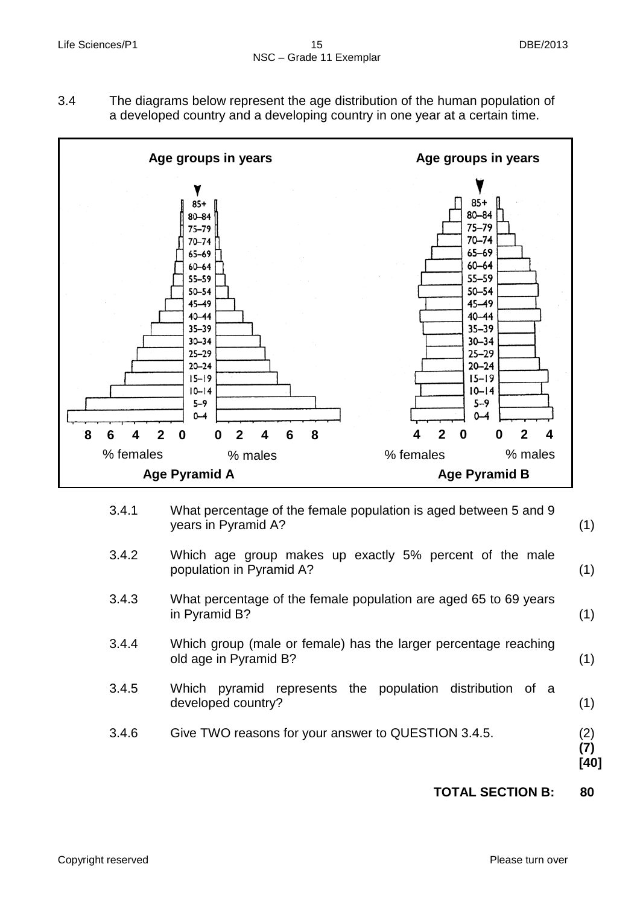3.4 The diagrams below represent the age distribution of the human population of a developed country and a developing country in one year at a certain time.

**Age Pyramid A** — Age groups in years (0–4 to 85+); % females (8 6 4 2 0) and % males (0 2 4 6 8)

**Age Pyramid B** — Age groups in years (0–4 to 85+); % females (4 2 0) and % males (0 2 4)

3.4.1 What percentage of the female population is aged between 5 and 9 years in Pyramid A? (1)

3.4.2 Which age group makes up exactly 5% percent of the male population in Pyramid A? (1)

3.4.3 What percentage of the female population are aged 65 to 69 years in Pyramid B? (1)

3.4.4 Which group (male or female) has the larger percentage reaching old age in Pyramid B? (1)

3.4.5 Which pyramid represents the population distribution of a developed country? (1)

3.4.6 Give TWO reasons for your answer to QUESTION 3.4.5. (2)

**(7)**

**[40]**

**TOTAL SECTION B: 80**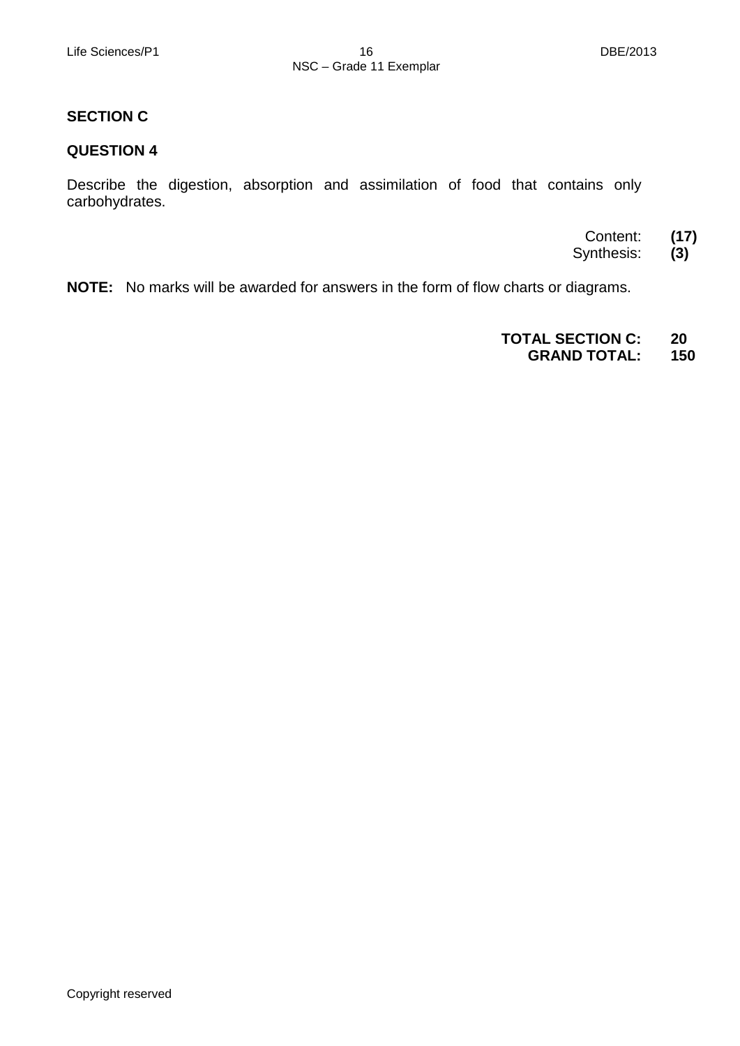## SECTION C

### QUESTION 4

Describe the digestion, absorption and assimilation of food that contains only carbohydrates.

Content: **(17)**
Synthesis: **(3)**

**NOTE:** No marks will be awarded for answers in the form of flow charts or diagrams.

**TOTAL SECTION C: 20**
**GRAND TOTAL: 150**

Copyright reserved